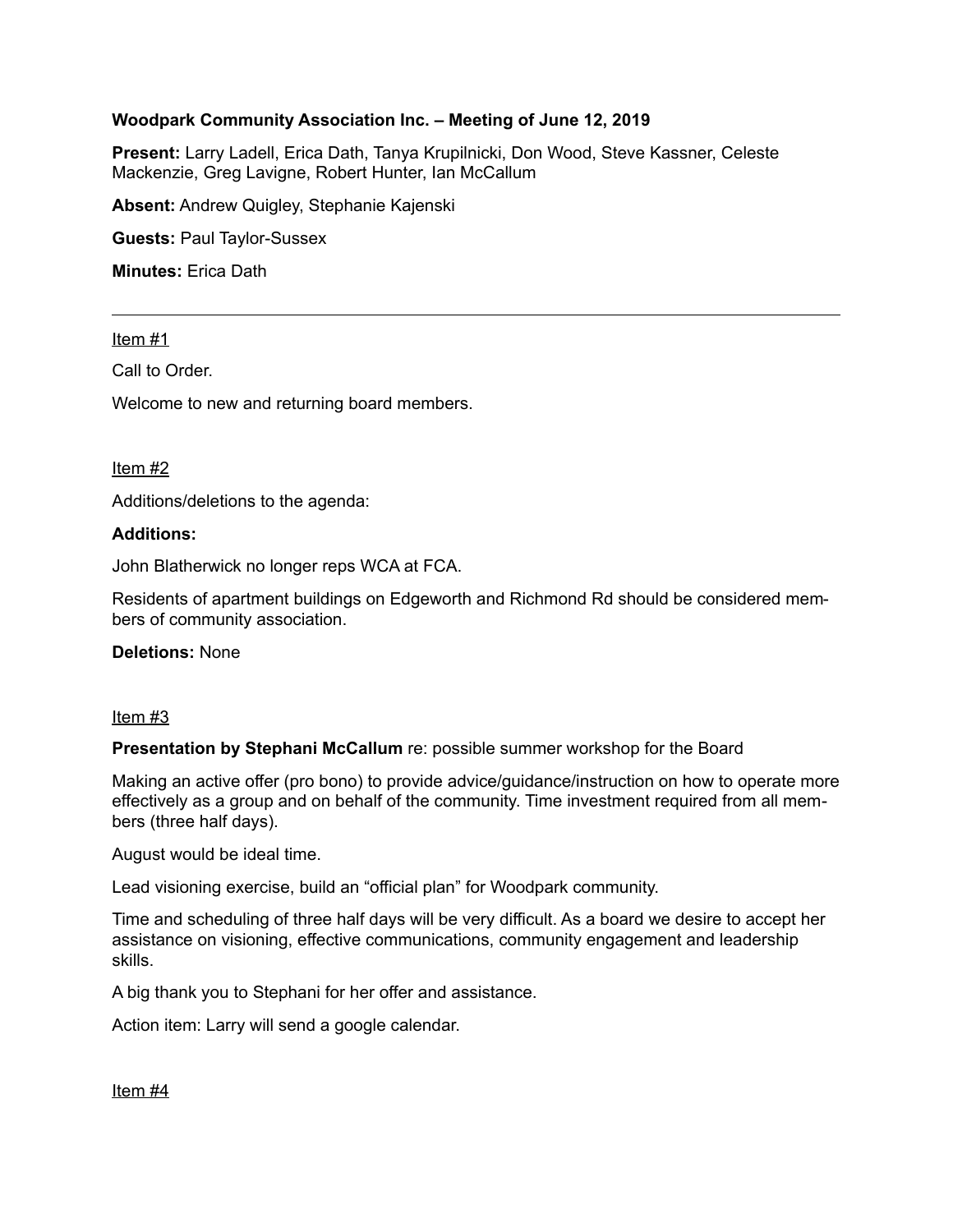**Woodpark Community Association Inc. – Meeting of June 12, 2019**

**Present:** Larry Ladell, Erica Dath, Tanya Krupilnicki, Don Wood, Steve Kassner, Celeste Mackenzie, Greg Lavigne, Robert Hunter, Ian McCallum

**Absent:** Andrew Quigley, Stephanie Kajenski

**Guests:** Paul Taylor-Sussex

**Minutes:** Erica Dath

---

Item #1

Call to Order.

Welcome to new and returning board members.

Item #2

Additions/deletions to the agenda:

**Additions:**

John Blatherwick no longer reps WCA at FCA.

Residents of apartment buildings on Edgeworth and Richmond Rd should be considered members of community association.

**Deletions:** None

Item #3

**Presentation by Stephani McCallum** re: possible summer workshop for the Board

Making an active offer (pro bono) to provide advice/guidance/instruction on how to operate more effectively as a group and on behalf of the community. Time investment required from all members (three half days).

August would be ideal time.

Lead visioning exercise, build an "official plan" for Woodpark community.

Time and scheduling of three half days will be very difficult. As a board we desire to accept her assistance on visioning, effective communications, community engagement and leadership skills.

A big thank you to Stephani for her offer and assistance.

Action item: Larry will send a google calendar.

Item #4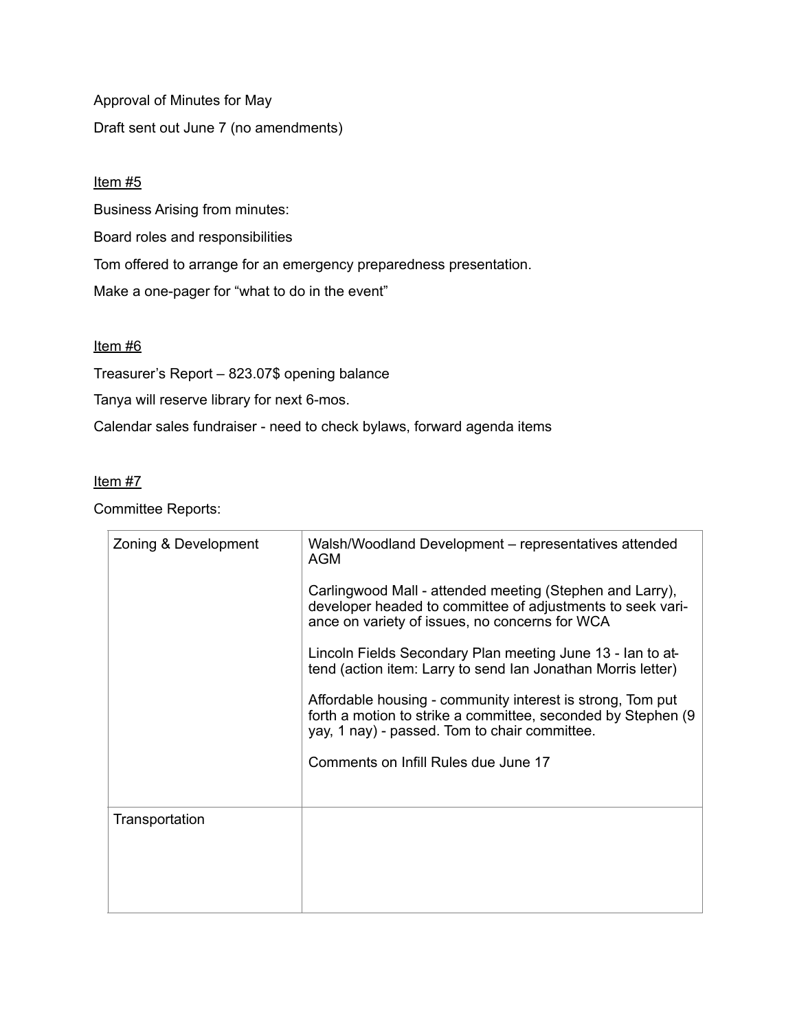Approval of Minutes for May

Draft sent out June 7 (no amendments)

<u>Item #5</u>

Business Arising from minutes:

Board roles and responsibilities

Tom offered to arrange for an emergency preparedness presentation.

Make a one-pager for "what to do in the event"

<u>Item #6</u>

Treasurer's Report – 823.07$ opening balance

Tanya will reserve library for next 6-mos.

Calendar sales fundraiser - need to check bylaws, forward agenda items

<u>Item #7</u>

Committee Reports:

| Zoning & Development | Walsh/Woodland Development – representatives attended AGM<br><br>Carlingwood Mall - attended meeting (Stephen and Larry), developer headed to committee of adjustments to seek variance on variety of issues, no concerns for WCA<br><br>Lincoln Fields Secondary Plan meeting June 13 - Ian to attend (action item: Larry to send Ian Jonathan Morris letter)<br><br>Affordable housing - community interest is strong, Tom put forth a motion to strike a committee, seconded by Stephen (9 yay, 1 nay) - passed. Tom to chair committee.<br><br>Comments on Infill Rules due June 17 |
|---|---|
| Transportation | |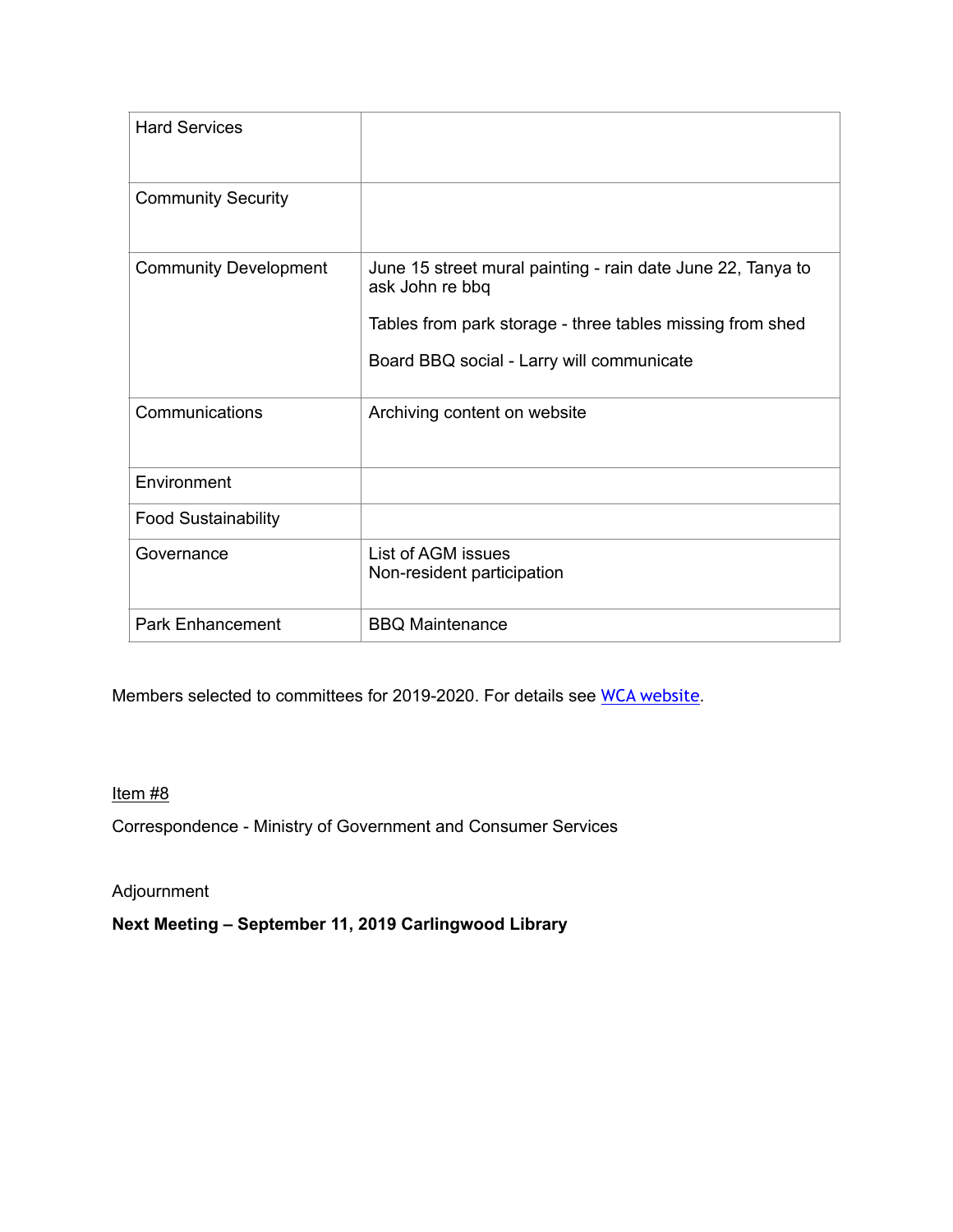| | |
|---|---|
| Hard Services | |
| Community Security | |
| Community Development | June 15 street mural painting - rain date June 22, Tanya to ask John re bbq<br><br>Tables from park storage - three tables missing from shed<br><br>Board BBQ social - Larry will communicate |
| Communications | Archiving content on website |
| Environment | |
| Food Sustainability | |
| Governance | List of AGM issues<br>Non-resident participation |
| Park Enhancement | BBQ Maintenance |

Members selected to committees for 2019-2020. For details see WCA website.

Item #8

Correspondence - Ministry of Government and Consumer Services

Adjournment

**Next Meeting – September 11, 2019 Carlingwood Library**